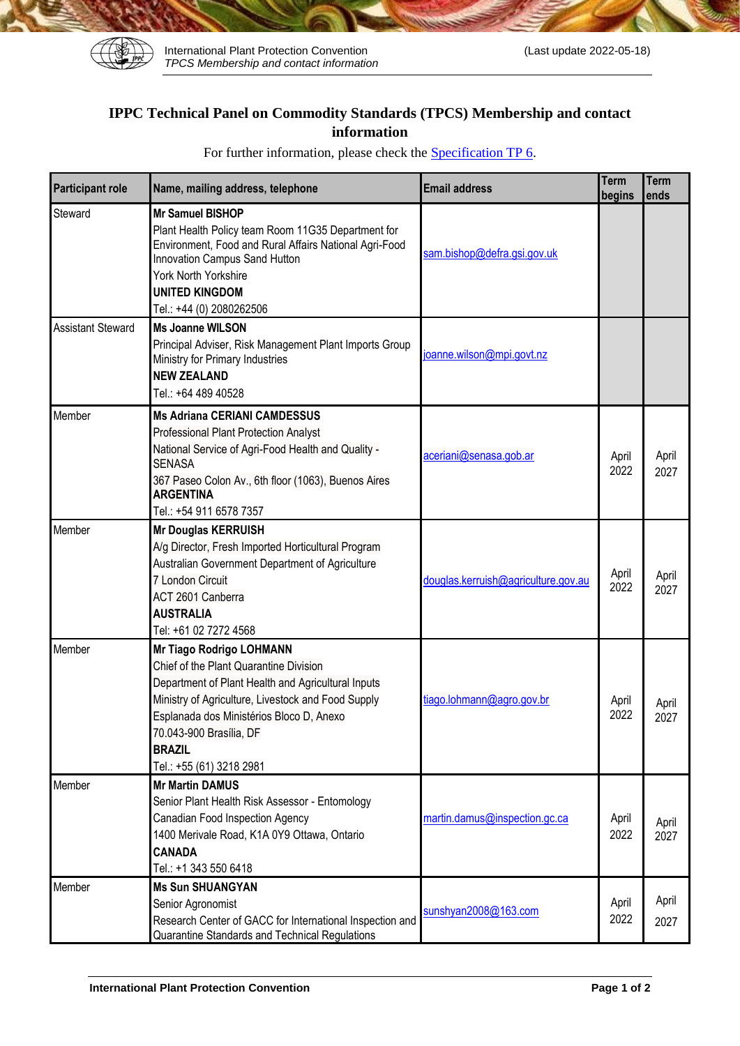# IPPC Technical Panel on Commodity Standards (TPCS) Membership and contact information

For further information, please check the [Specification TP 6](#).

| Participant role | Name, mailing address, telephone | Email address | Term begins | Term ends |
|---|---|---|---|---|
| Steward | **Mr Samuel BISHOP**<br>Plant Health Policy team Room 11G35 Department for Environment, Food and Rural Affairs National Agri-Food Innovation Campus Sand Hutton<br>York North Yorkshire<br>**UNITED KINGDOM**<br>Tel.: +44 (0) 2080262506 | sam.bishop@defra.gsi.gov.uk | | |
| Assistant Steward | **Ms Joanne WILSON**<br>Principal Adviser, Risk Management Plant Imports Group<br>Ministry for Primary Industries<br>**NEW ZEALAND**<br>Tel.: +64 489 40528 | joanne.wilson@mpi.govt.nz | | |
| Member | **Ms Adriana CERIANI CAMDESSUS**<br>Professional Plant Protection Analyst<br>National Service of Agri-Food Health and Quality - SENASA<br>367 Paseo Colon Av., 6th floor (1063), Buenos Aires<br>**ARGENTINA**<br>Tel.: +54 911 6578 7357 | aceriani@senasa.gob.ar | April 2022 | April 2027 |
| Member | **Mr Douglas KERRUISH**<br>A/g Director, Fresh Imported Horticultural Program<br>Australian Government Department of Agriculture<br>7 London Circuit<br>ACT 2601 Canberra<br>**AUSTRALIA**<br>Tel: +61 02 7272 4568 | douglas.kerruish@agriculture.gov.au | April 2022 | April 2027 |
| Member | **Mr Tiago Rodrigo LOHMANN**<br>Chief of the Plant Quarantine Division<br>Department of Plant Health and Agricultural Inputs<br>Ministry of Agriculture, Livestock and Food Supply<br>Esplanada dos Ministérios Bloco D, Anexo<br>70.043-900 Brasília, DF<br>**BRAZIL**<br>Tel.: +55 (61) 3218 2981 | tiago.lohmann@agro.gov.br | April 2022 | April 2027 |
| Member | **Mr Martin DAMUS**<br>Senior Plant Health Risk Assessor - Entomology<br>Canadian Food Inspection Agency<br>1400 Merivale Road, K1A 0Y9 Ottawa, Ontario<br>**CANADA**<br>Tel.: +1 343 550 6418 | martin.damus@inspection.gc.ca | April 2022 | April 2027 |
| Member | **Ms Sun SHUANGYAN**<br>Senior Agronomist<br>Research Center of GACC for International Inspection and Quarantine Standards and Technical Regulations | sunshyan2008@163.com | April 2022 | April 2027 |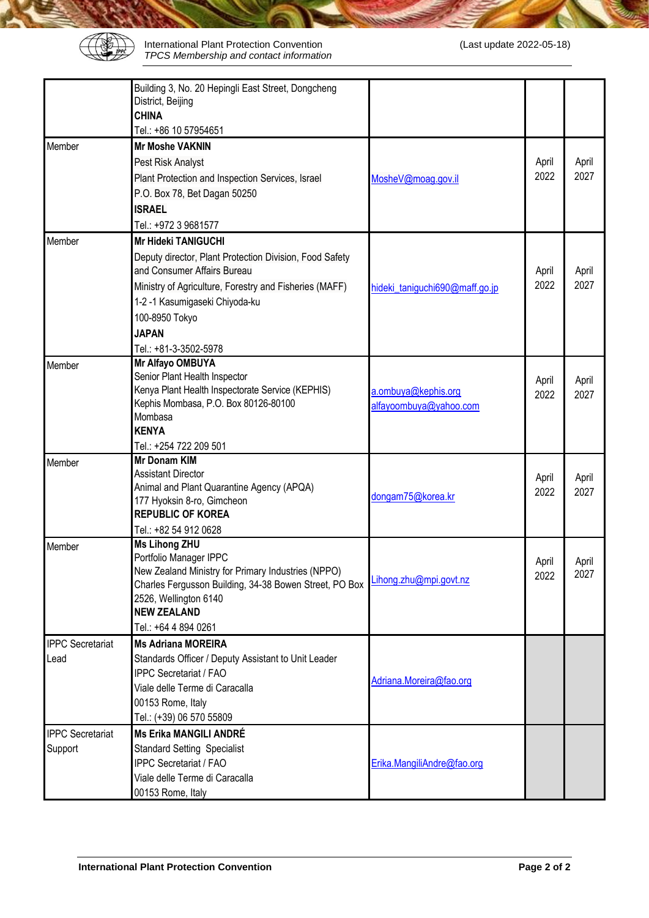| | | | | |
|---|---|---|---|---|
| | Building 3, No. 20 Hepingli East Street, Dongcheng District, Beijing<br>**CHINA**<br>Tel.: +86 10 57954651 | | | |
| Member | **Mr Moshe VAKNIN**<br>Pest Risk Analyst<br>Plant Protection and Inspection Services, Israel<br>P.O. Box 78, Bet Dagan 50250<br>**ISRAEL**<br>Tel.: +972 3 9681577 | MosheV@moag.gov.il | April 2022 | April 2027 |
| Member | **Mr Hideki TANIGUCHI**<br>Deputy director, Plant Protection Division, Food Safety and Consumer Affairs Bureau<br>Ministry of Agriculture, Forestry and Fisheries (MAFF)<br>1-2 -1 Kasumigaseki Chiyoda-ku<br>100-8950 Tokyo<br>**JAPAN**<br>Tel.: +81-3-3502-5978 | hideki_taniguchi690@maff.go.jp | April 2022 | April 2027 |
| Member | **Mr Alfayo OMBUYA**<br>Senior Plant Health Inspector<br>Kenya Plant Health Inspectorate Service (KEPHIS)<br>Kephis Mombasa, P.O. Box 80126-80100<br>Mombasa<br>**KENYA**<br>Tel.: +254 722 209 501 | a.ombuya@kephis.org<br>alfayoombuya@yahoo.com | April 2022 | April 2027 |
| Member | **Mr Donam KIM**<br>Assistant Director<br>Animal and Plant Quarantine Agency (APQA)<br>177 Hyoksin 8-ro, Gimcheon<br>**REPUBLIC OF KOREA**<br>Tel.: +82 54 912 0628 | dongam75@korea.kr | April 2022 | April 2027 |
| Member | **Ms Lihong ZHU**<br>Portfolio Manager IPPC<br>New Zealand Ministry for Primary Industries (NPPO)<br>Charles Fergusson Building, 34-38 Bowen Street, PO Box 2526, Wellington 6140<br>**NEW ZEALAND**<br>Tel.: +64 4 894 0261 | Lihong.zhu@mpi.govt.nz | April 2022 | April 2027 |
| IPPC Secretariat Lead | **Ms Adriana MOREIRA**<br>Standards Officer / Deputy Assistant to Unit Leader<br>IPPC Secretariat / FAO<br>Viale delle Terme di Caracalla<br>00153 Rome, Italy<br>Tel.: (+39) 06 570 55809 | Adriana.Moreira@fao.org | | |
| IPPC Secretariat Support | **Ms Erika MANGILI ANDRÉ**<br>Standard Setting Specialist<br>IPPC Secretariat / FAO<br>Viale delle Terme di Caracalla<br>00153 Rome, Italy | Erika.MangiliAndre@fao.org | | |